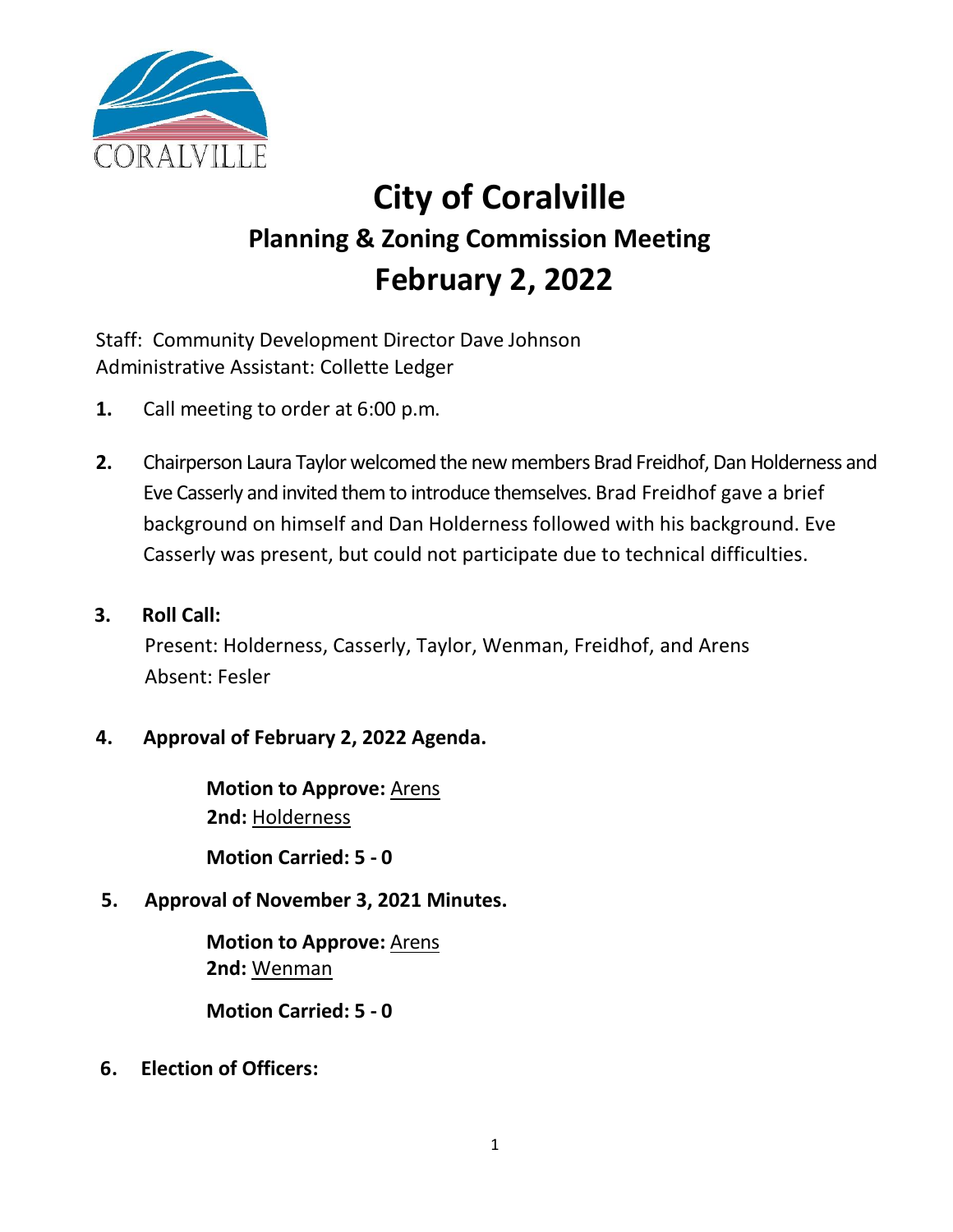# City of Coralville

## Planning & Zoning Commission Meeting

## February 2, 2022

Staff: Community Development Director Dave Johnson
Administrative Assistant: Collette Ledger

1. Call meeting to order at 6:00 p.m.

2. Chairperson Laura Taylor welcomed the new members Brad Freidhof, Dan Holderness and Eve Casserly and invited them to introduce themselves. Brad Freidhof gave a brief background on himself and Dan Holderness followed with his background. Eve Casserly was present, but could not participate due to technical difficulties.

3. **Roll Call:**

   Present: Holderness, Casserly, Taylor, Wenman, Freidhof, and Arens
   Absent: Fesler

4. **Approval of February 2, 2022 Agenda.**

   **Motion to Approve:** Arens
   **2nd:** Holderness

   **Motion Carried: 5 - 0**

5. **Approval of November 3, 2021 Minutes.**

   **Motion to Approve:** Arens
   **2nd:** Wenman

   **Motion Carried: 5 - 0**

6. **Election of Officers:**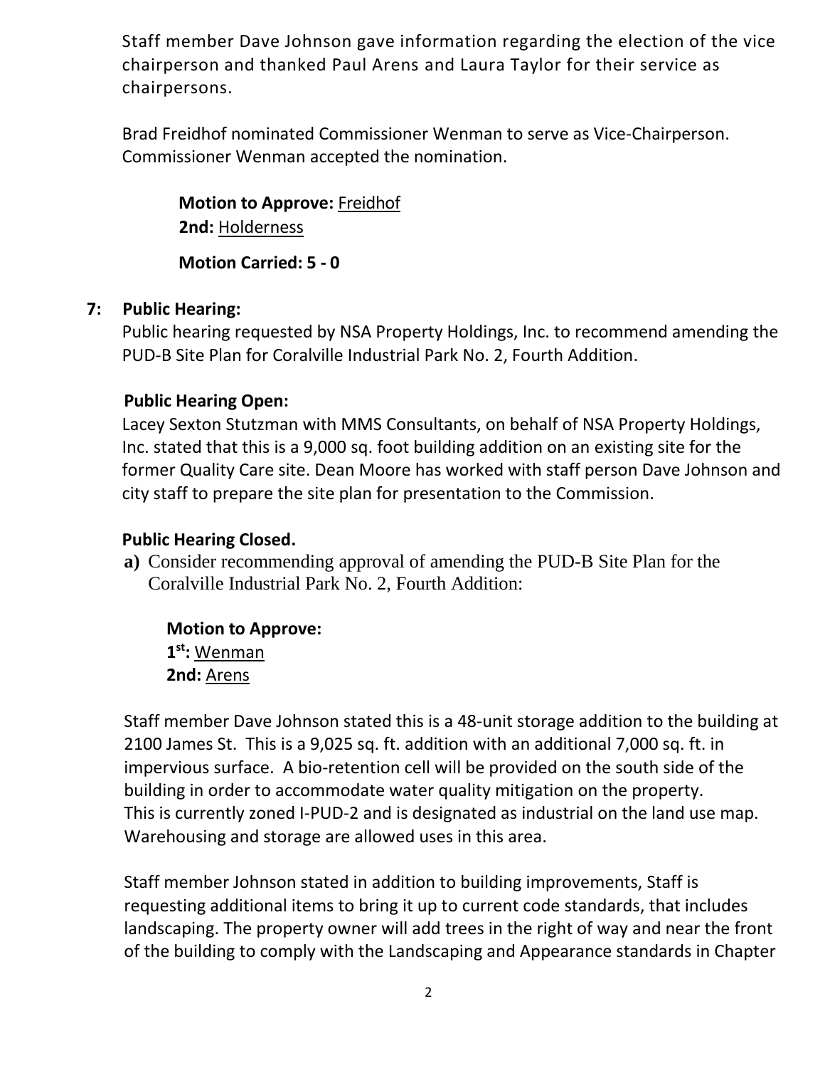Staff member Dave Johnson gave information regarding the election of the vice chairperson and thanked Paul Arens and Laura Taylor for their service as chairpersons.

Brad Freidhof nominated Commissioner Wenman to serve as Vice-Chairperson. Commissioner Wenman accepted the nomination.

**Motion to Approve:** Freidhof
**2nd:** Holderness

**Motion Carried: 5 - 0**

**7: Public Hearing:**

Public hearing requested by NSA Property Holdings, Inc. to recommend amending the PUD-B Site Plan for Coralville Industrial Park No. 2, Fourth Addition.

**Public Hearing Open:**

Lacey Sexton Stutzman with MMS Consultants, on behalf of NSA Property Holdings, Inc. stated that this is a 9,000 sq. foot building addition on an existing site for the former Quality Care site. Dean Moore has worked with staff person Dave Johnson and city staff to prepare the site plan for presentation to the Commission.

**Public Hearing Closed.**

**a)** Consider recommending approval of amending the PUD-B Site Plan for the Coralville Industrial Park No. 2, Fourth Addition:

**Motion to Approve:**
**1st:** Wenman
**2nd:** Arens

Staff member Dave Johnson stated this is a 48-unit storage addition to the building at 2100 James St. This is a 9,025 sq. ft. addition with an additional 7,000 sq. ft. in impervious surface. A bio-retention cell will be provided on the south side of the building in order to accommodate water quality mitigation on the property. This is currently zoned I-PUD-2 and is designated as industrial on the land use map. Warehousing and storage are allowed uses in this area.

Staff member Johnson stated in addition to building improvements, Staff is requesting additional items to bring it up to current code standards, that includes landscaping. The property owner will add trees in the right of way and near the front of the building to comply with the Landscaping and Appearance standards in Chapter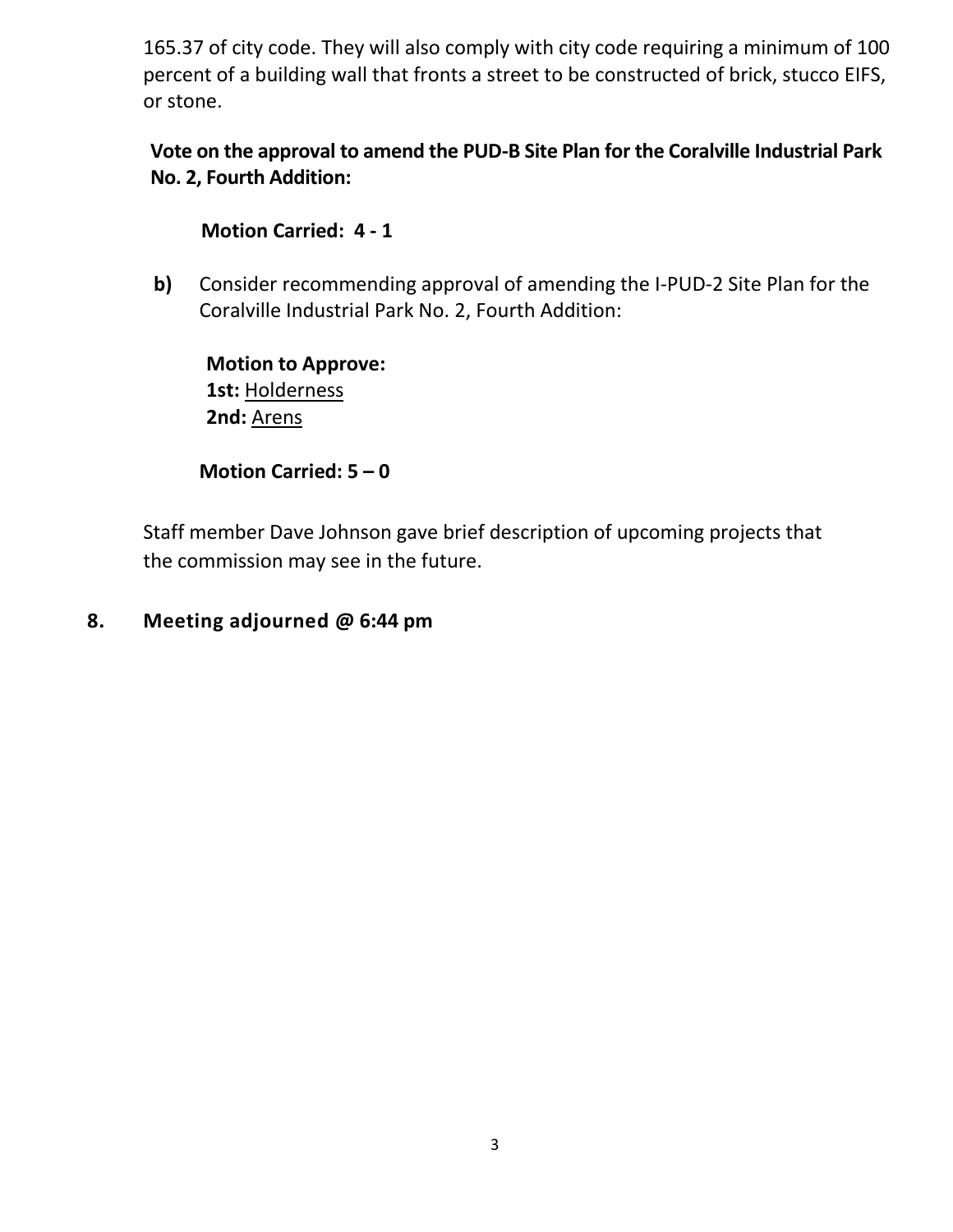165.37 of city code. They will also comply with city code requiring a minimum of 100 percent of a building wall that fronts a street to be constructed of brick, stucco EIFS, or stone.

**Vote on the approval to amend the PUD-B Site Plan for the Coralville Industrial Park No. 2, Fourth Addition:**

**Motion Carried: 4 - 1**

**b)** Consider recommending approval of amending the I-PUD-2 Site Plan for the Coralville Industrial Park No. 2, Fourth Addition:

**Motion to Approve:**
**1st:** Holderness
**2nd:** Arens

**Motion Carried: 5 – 0**

Staff member Dave Johnson gave brief description of upcoming projects that the commission may see in the future.

**8. Meeting adjourned @ 6:44 pm**